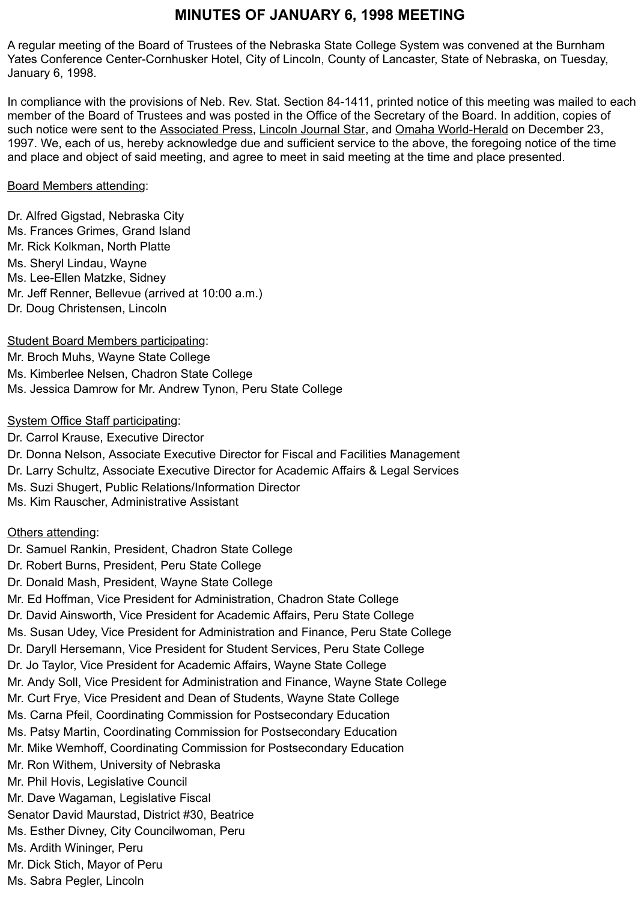# MINUTES OF JANUARY 6, 1998 MEETING

A regular meeting of the Board of Trustees of the Nebraska State College System was convened at the Burnham Yates Conference Center-Cornhusker Hotel, City of Lincoln, County of Lancaster, State of Nebraska, on Tuesday, January 6, 1998.

In compliance with the provisions of Neb. Rev. Stat. Section 84-1411, printed notice of this meeting was mailed to each member of the Board of Trustees and was posted in the Office of the Secretary of the Board. In addition, copies of such notice were sent to the Associated Press, Lincoln Journal Star, and Omaha World-Herald on December 23, 1997. We, each of us, hereby acknowledge due and sufficient service to the above, the foregoing notice of the time and place and object of said meeting, and agree to meet in said meeting at the time and place presented.

Board Members attending:

Dr. Alfred Gigstad, Nebraska City
Ms. Frances Grimes, Grand Island
Mr. Rick Kolkman, North Platte
Ms. Sheryl Lindau, Wayne
Ms. Lee-Ellen Matzke, Sidney
Mr. Jeff Renner, Bellevue (arrived at 10:00 a.m.)
Dr. Doug Christensen, Lincoln

Student Board Members participating:
Mr. Broch Muhs, Wayne State College
Ms. Kimberlee Nelsen, Chadron State College
Ms. Jessica Damrow for Mr. Andrew Tynon, Peru State College

System Office Staff participating:
Dr. Carrol Krause, Executive Director
Dr. Donna Nelson, Associate Executive Director for Fiscal and Facilities Management
Dr. Larry Schultz, Associate Executive Director for Academic Affairs & Legal Services
Ms. Suzi Shugert, Public Relations/Information Director
Ms. Kim Rauscher, Administrative Assistant

Others attending:
Dr. Samuel Rankin, President, Chadron State College
Dr. Robert Burns, President, Peru State College
Dr. Donald Mash, President, Wayne State College
Mr. Ed Hoffman, Vice President for Administration, Chadron State College
Dr. David Ainsworth, Vice President for Academic Affairs, Peru State College
Ms. Susan Udey, Vice President for Administration and Finance, Peru State College
Dr. Daryll Hersemann, Vice President for Student Services, Peru State College
Dr. Jo Taylor, Vice President for Academic Affairs, Wayne State College
Mr. Andy Soll, Vice President for Administration and Finance, Wayne State College
Mr. Curt Frye, Vice President and Dean of Students, Wayne State College
Ms. Carna Pfeil, Coordinating Commission for Postsecondary Education
Ms. Patsy Martin, Coordinating Commission for Postsecondary Education
Mr. Mike Wemhoff, Coordinating Commission for Postsecondary Education
Mr. Ron Withem, University of Nebraska
Mr. Phil Hovis, Legislative Council
Mr. Dave Wagaman, Legislative Fiscal
Senator David Maurstad, District #30, Beatrice
Ms. Esther Divney, City Councilwoman, Peru
Ms. Ardith Wininger, Peru
Mr. Dick Stich, Mayor of Peru
Ms. Sabra Pegler, Lincoln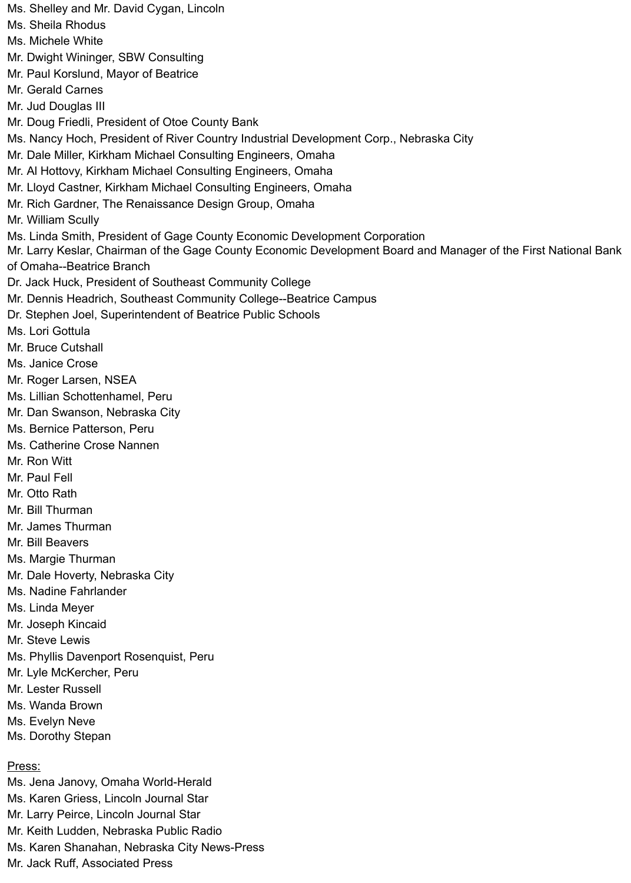Ms. Shelley and Mr. David Cygan, Lincoln
Ms. Sheila Rhodus
Ms. Michele White
Mr. Dwight Wininger, SBW Consulting
Mr. Paul Korslund, Mayor of Beatrice
Mr. Gerald Carnes
Mr. Jud Douglas III
Mr. Doug Friedli, President of Otoe County Bank
Ms. Nancy Hoch, President of River Country Industrial Development Corp., Nebraska City
Mr. Dale Miller, Kirkham Michael Consulting Engineers, Omaha
Mr. Al Hottovy, Kirkham Michael Consulting Engineers, Omaha
Mr. Lloyd Castner, Kirkham Michael Consulting Engineers, Omaha
Mr. Rich Gardner, The Renaissance Design Group, Omaha
Mr. William Scully
Ms. Linda Smith, President of Gage County Economic Development Corporation
Mr. Larry Keslar, Chairman of the Gage County Economic Development Board and Manager of the First National Bank of Omaha--Beatrice Branch
Dr. Jack Huck, President of Southeast Community College
Mr. Dennis Headrich, Southeast Community College--Beatrice Campus
Dr. Stephen Joel, Superintendent of Beatrice Public Schools
Ms. Lori Gottula
Mr. Bruce Cutshall
Ms. Janice Crose
Mr. Roger Larsen, NSEA
Ms. Lillian Schottenhamel, Peru
Mr. Dan Swanson, Nebraska City
Ms. Bernice Patterson, Peru
Ms. Catherine Crose Nannen
Mr. Ron Witt
Mr. Paul Fell
Mr. Otto Rath
Mr. Bill Thurman
Mr. James Thurman
Mr. Bill Beavers
Ms. Margie Thurman
Mr. Dale Hoverty, Nebraska City
Ms. Nadine Fahrlander
Ms. Linda Meyer
Mr. Joseph Kincaid
Mr. Steve Lewis
Ms. Phyllis Davenport Rosenquist, Peru
Mr. Lyle McKercher, Peru
Mr. Lester Russell
Ms. Wanda Brown
Ms. Evelyn Neve
Ms. Dorothy Stepan

Press:

Ms. Jena Janovy, Omaha World-Herald
Ms. Karen Griess, Lincoln Journal Star
Mr. Larry Peirce, Lincoln Journal Star
Mr. Keith Ludden, Nebraska Public Radio
Ms. Karen Shanahan, Nebraska City News-Press
Mr. Jack Ruff, Associated Press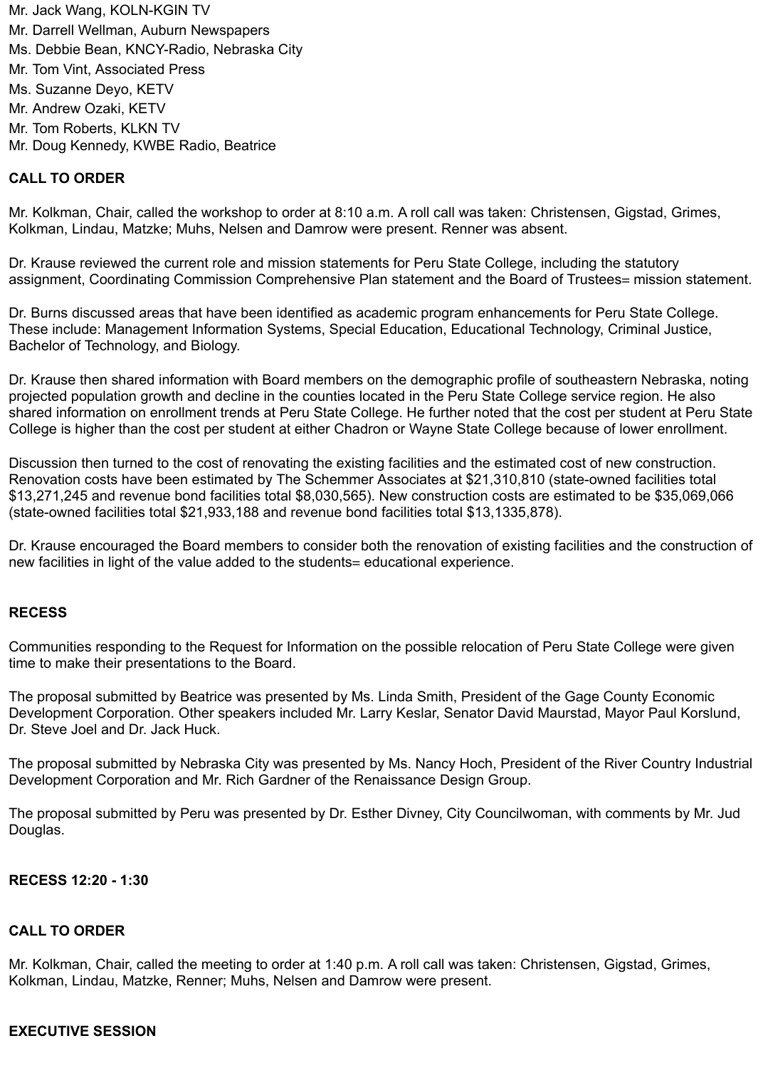Mr. Jack Wang, KOLN-KGIN TV
Mr. Darrell Wellman, Auburn Newspapers
Ms. Debbie Bean, KNCY-Radio, Nebraska City
Mr. Tom Vint, Associated Press
Ms. Suzanne Deyo, KETV
Mr. Andrew Ozaki, KETV
Mr. Tom Roberts, KLKN TV
Mr. Doug Kennedy, KWBE Radio, Beatrice

**CALL TO ORDER**

Mr. Kolkman, Chair, called the workshop to order at 8:10 a.m. A roll call was taken: Christensen, Gigstad, Grimes, Kolkman, Lindau, Matzke; Muhs, Nelsen and Damrow were present. Renner was absent.

Dr. Krause reviewed the current role and mission statements for Peru State College, including the statutory assignment, Coordinating Commission Comprehensive Plan statement and the Board of Trustees= mission statement.

Dr. Burns discussed areas that have been identified as academic program enhancements for Peru State College. These include: Management Information Systems, Special Education, Educational Technology, Criminal Justice, Bachelor of Technology, and Biology.

Dr. Krause then shared information with Board members on the demographic profile of southeastern Nebraska, noting projected population growth and decline in the counties located in the Peru State College service region. He also shared information on enrollment trends at Peru State College. He further noted that the cost per student at Peru State College is higher than the cost per student at either Chadron or Wayne State College because of lower enrollment.

Discussion then turned to the cost of renovating the existing facilities and the estimated cost of new construction. Renovation costs have been estimated by The Schemmer Associates at $21,310,810 (state-owned facilities total $13,271,245 and revenue bond facilities total $8,030,565). New construction costs are estimated to be $35,069,066 (state-owned facilities total $21,933,188 and revenue bond facilities total $13,1335,878).

Dr. Krause encouraged the Board members to consider both the renovation of existing facilities and the construction of new facilities in light of the value added to the students= educational experience.

**RECESS**

Communities responding to the Request for Information on the possible relocation of Peru State College were given time to make their presentations to the Board.

The proposal submitted by Beatrice was presented by Ms. Linda Smith, President of the Gage County Economic Development Corporation. Other speakers included Mr. Larry Keslar, Senator David Maurstad, Mayor Paul Korslund, Dr. Steve Joel and Dr. Jack Huck.

The proposal submitted by Nebraska City was presented by Ms. Nancy Hoch, President of the River Country Industrial Development Corporation and Mr. Rich Gardner of the Renaissance Design Group.

The proposal submitted by Peru was presented by Dr. Esther Divney, City Councilwoman, with comments by Mr. Jud Douglas.

**RECESS 12:20 - 1:30**

**CALL TO ORDER**

Mr. Kolkman, Chair, called the meeting to order at 1:40 p.m. A roll call was taken: Christensen, Gigstad, Grimes, Kolkman, Lindau, Matzke, Renner; Muhs, Nelsen and Damrow were present.

**EXECUTIVE SESSION**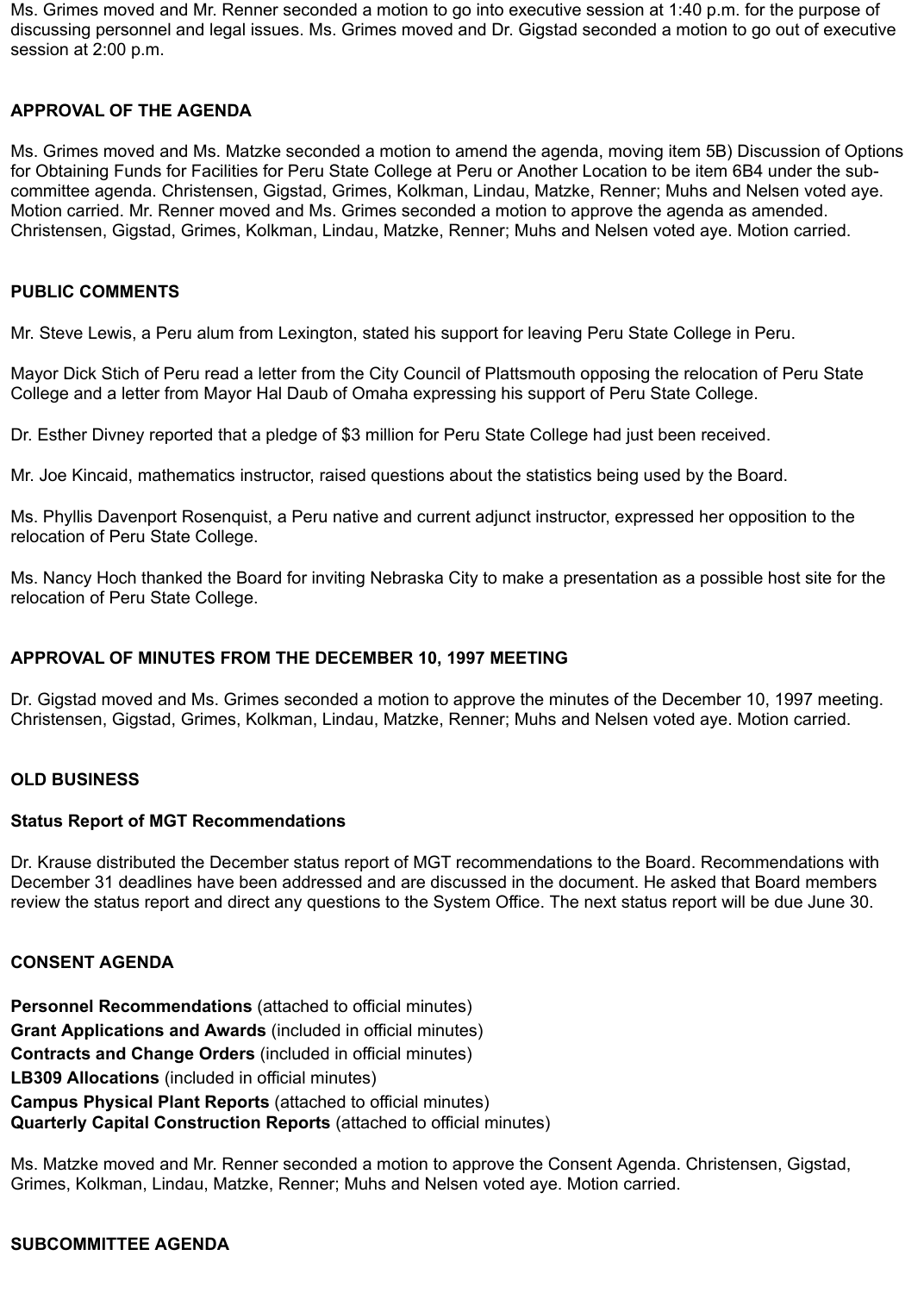Ms. Grimes moved and Mr. Renner seconded a motion to go into executive session at 1:40 p.m. for the purpose of discussing personnel and legal issues. Ms. Grimes moved and Dr. Gigstad seconded a motion to go out of executive session at 2:00 p.m.

## APPROVAL OF THE AGENDA

Ms. Grimes moved and Ms. Matzke seconded a motion to amend the agenda, moving item 5B) Discussion of Options for Obtaining Funds for Facilities for Peru State College at Peru or Another Location to be item 6B4 under the sub-committee agenda. Christensen, Gigstad, Grimes, Kolkman, Lindau, Matzke, Renner; Muhs and Nelsen voted aye. Motion carried. Mr. Renner moved and Ms. Grimes seconded a motion to approve the agenda as amended. Christensen, Gigstad, Grimes, Kolkman, Lindau, Matzke, Renner; Muhs and Nelsen voted aye. Motion carried.

## PUBLIC COMMENTS

Mr. Steve Lewis, a Peru alum from Lexington, stated his support for leaving Peru State College in Peru.

Mayor Dick Stich of Peru read a letter from the City Council of Plattsmouth opposing the relocation of Peru State College and a letter from Mayor Hal Daub of Omaha expressing his support of Peru State College.

Dr. Esther Divney reported that a pledge of $3 million for Peru State College had just been received.

Mr. Joe Kincaid, mathematics instructor, raised questions about the statistics being used by the Board.

Ms. Phyllis Davenport Rosenquist, a Peru native and current adjunct instructor, expressed her opposition to the relocation of Peru State College.

Ms. Nancy Hoch thanked the Board for inviting Nebraska City to make a presentation as a possible host site for the relocation of Peru State College.

## APPROVAL OF MINUTES FROM THE DECEMBER 10, 1997 MEETING

Dr. Gigstad moved and Ms. Grimes seconded a motion to approve the minutes of the December 10, 1997 meeting. Christensen, Gigstad, Grimes, Kolkman, Lindau, Matzke, Renner; Muhs and Nelsen voted aye. Motion carried.

## OLD BUSINESS

### Status Report of MGT Recommendations

Dr. Krause distributed the December status report of MGT recommendations to the Board. Recommendations with December 31 deadlines have been addressed and are discussed in the document. He asked that Board members review the status report and direct any questions to the System Office. The next status report will be due June 30.

## CONSENT AGENDA

**Personnel Recommendations** (attached to official minutes)
**Grant Applications and Awards** (included in official minutes)
**Contracts and Change Orders** (included in official minutes)
**LB309 Allocations** (included in official minutes)
**Campus Physical Plant Reports** (attached to official minutes)
**Quarterly Capital Construction Reports** (attached to official minutes)

Ms. Matzke moved and Mr. Renner seconded a motion to approve the Consent Agenda. Christensen, Gigstad, Grimes, Kolkman, Lindau, Matzke, Renner; Muhs and Nelsen voted aye. Motion carried.

## SUBCOMMITTEE AGENDA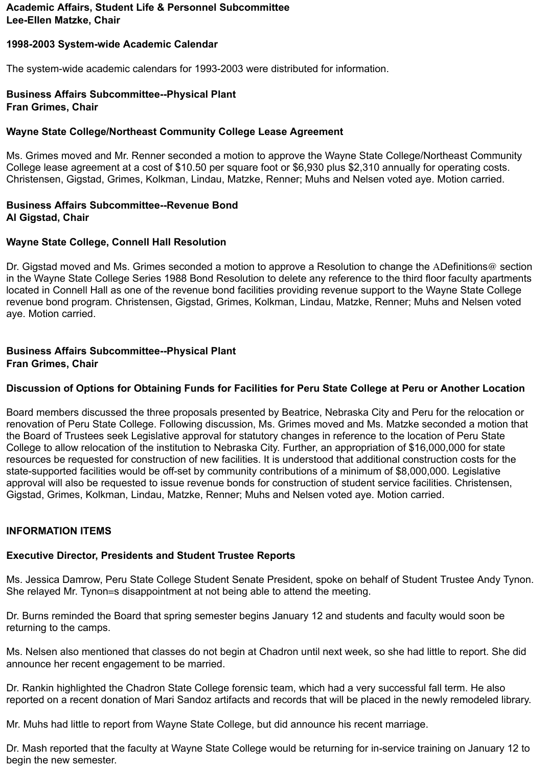**Academic Affairs, Student Life & Personnel Subcommittee**
**Lee-Ellen Matzke, Chair**

**1998-2003 System-wide Academic Calendar**

The system-wide academic calendars for 1993-2003 were distributed for information.

**Business Affairs Subcommittee--Physical Plant**
**Fran Grimes, Chair**

**Wayne State College/Northeast Community College Lease Agreement**

Ms. Grimes moved and Mr. Renner seconded a motion to approve the Wayne State College/Northeast Community College lease agreement at a cost of $10.50 per square foot or $6,930 plus $2,310 annually for operating costs. Christensen, Gigstad, Grimes, Kolkman, Lindau, Matzke, Renner; Muhs and Nelsen voted aye. Motion carried.

**Business Affairs Subcommittee--Revenue Bond**
**Al Gigstad, Chair**

**Wayne State College, Connell Hall Resolution**

Dr. Gigstad moved and Ms. Grimes seconded a motion to approve a Resolution to change the ADefinitions@ section in the Wayne State College Series 1988 Bond Resolution to delete any reference to the third floor faculty apartments located in Connell Hall as one of the revenue bond facilities providing revenue support to the Wayne State College revenue bond program. Christensen, Gigstad, Grimes, Kolkman, Lindau, Matzke, Renner; Muhs and Nelsen voted aye. Motion carried.

**Business Affairs Subcommittee--Physical Plant**
**Fran Grimes, Chair**

**Discussion of Options for Obtaining Funds for Facilities for Peru State College at Peru or Another Location**

Board members discussed the three proposals presented by Beatrice, Nebraska City and Peru for the relocation or renovation of Peru State College. Following discussion, Ms. Grimes moved and Ms. Matzke seconded a motion that the Board of Trustees seek Legislative approval for statutory changes in reference to the location of Peru State College to allow relocation of the institution to Nebraska City. Further, an appropriation of $16,000,000 for state resources be requested for construction of new facilities. It is understood that additional construction costs for the state-supported facilities would be off-set by community contributions of a minimum of $8,000,000. Legislative approval will also be requested to issue revenue bonds for construction of student service facilities. Christensen, Gigstad, Grimes, Kolkman, Lindau, Matzke, Renner; Muhs and Nelsen voted aye. Motion carried.

**INFORMATION ITEMS**

**Executive Director, Presidents and Student Trustee Reports**

Ms. Jessica Damrow, Peru State College Student Senate President, spoke on behalf of Student Trustee Andy Tynon. She relayed Mr. Tynon=s disappointment at not being able to attend the meeting.

Dr. Burns reminded the Board that spring semester begins January 12 and students and faculty would soon be returning to the camps.

Ms. Nelsen also mentioned that classes do not begin at Chadron until next week, so she had little to report. She did announce her recent engagement to be married.

Dr. Rankin highlighted the Chadron State College forensic team, which had a very successful fall term. He also reported on a recent donation of Mari Sandoz artifacts and records that will be placed in the newly remodeled library.

Mr. Muhs had little to report from Wayne State College, but did announce his recent marriage.

Dr. Mash reported that the faculty at Wayne State College would be returning for in-service training on January 12 to begin the new semester.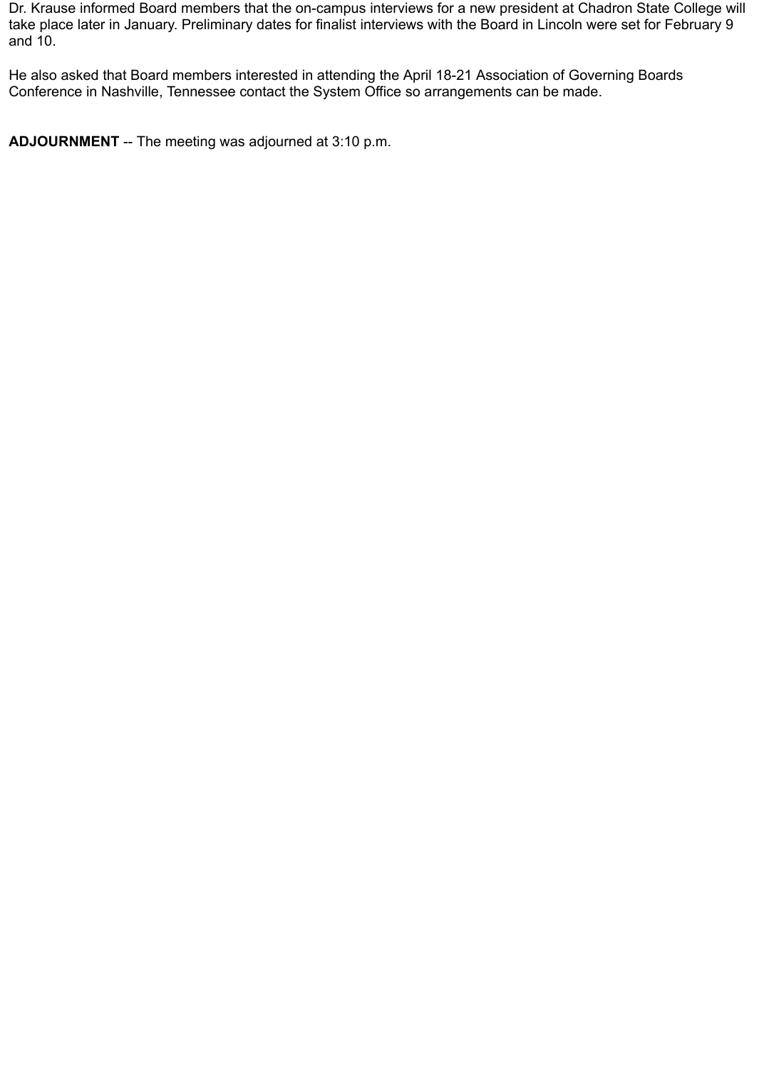Dr. Krause informed Board members that the on-campus interviews for a new president at Chadron State College will take place later in January. Preliminary dates for finalist interviews with the Board in Lincoln were set for February 9 and 10.

He also asked that Board members interested in attending the April 18-21 Association of Governing Boards Conference in Nashville, Tennessee contact the System Office so arrangements can be made.

**ADJOURNMENT** -- The meeting was adjourned at 3:10 p.m.